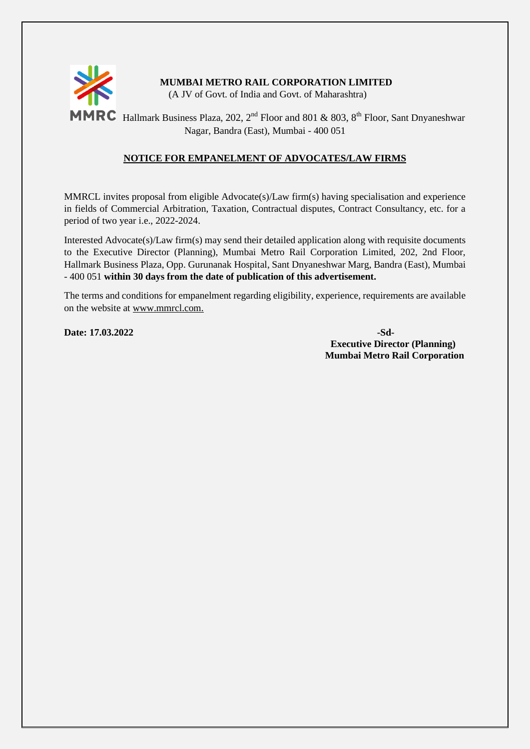**MUMBAI METRO RAIL CORPORATION LIMITED**
(A JV of Govt. of India and Govt. of Maharashtra)

MMRC Hallmark Business Plaza, 202, 2nd Floor and 801 & 803, 8th Floor, Sant Dnyaneshwar Nagar, Bandra (East), Mumbai - 400 051

## NOTICE FOR EMPANELMENT OF ADVOCATES/LAW FIRMS

MMRCL invites proposal from eligible Advocate(s)/Law firm(s) having specialisation and experience in fields of Commercial Arbitration, Taxation, Contractual disputes, Contract Consultancy, etc. for a period of two year i.e., 2022-2024.

Interested Advocate(s)/Law firm(s) may send their detailed application along with requisite documents to the Executive Director (Planning), Mumbai Metro Rail Corporation Limited, 202, 2nd Floor, Hallmark Business Plaza, Opp. Gurunanak Hospital, Sant Dnyaneshwar Marg, Bandra (East), Mumbai - 400 051 **within 30 days from the date of publication of this advertisement.**

The terms and conditions for empanelment regarding eligibility, experience, requirements are available on the website at www.mmrcl.com.

**Date: 17.03.2022**

**-Sd-**
**Executive Director (Planning)**
**Mumbai Metro Rail Corporation**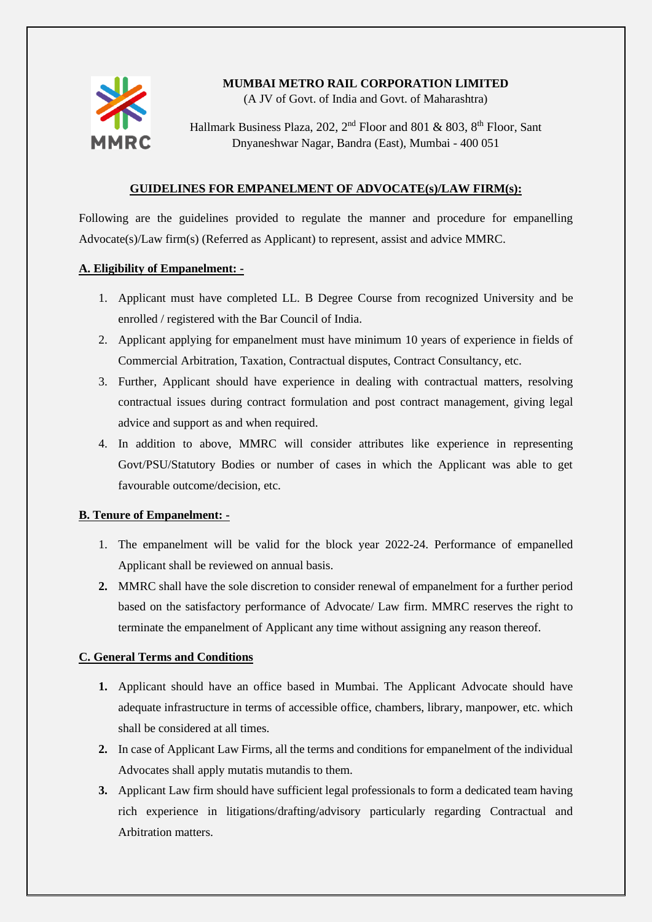**MUMBAI METRO RAIL CORPORATION LIMITED**
(A JV of Govt. of India and Govt. of Maharashtra)

Hallmark Business Plaza, 202, 2nd Floor and 801 & 803, 8th Floor, Sant Dnyaneshwar Nagar, Bandra (East), Mumbai - 400 051

## GUIDELINES FOR EMPANELMENT OF ADVOCATE(s)/LAW FIRM(s):

Following are the guidelines provided to regulate the manner and procedure for empanelling Advocate(s)/Law firm(s) (Referred as Applicant) to represent, assist and advice MMRC.

### A. Eligibility of Empanelment: -

1. Applicant must have completed LL. B Degree Course from recognized University and be enrolled / registered with the Bar Council of India.
2. Applicant applying for empanelment must have minimum 10 years of experience in fields of Commercial Arbitration, Taxation, Contractual disputes, Contract Consultancy, etc.
3. Further, Applicant should have experience in dealing with contractual matters, resolving contractual issues during contract formulation and post contract management, giving legal advice and support as and when required.
4. In addition to above, MMRC will consider attributes like experience in representing Govt/PSU/Statutory Bodies or number of cases in which the Applicant was able to get favourable outcome/decision, etc.

### B. Tenure of Empanelment: -

1. The empanelment will be valid for the block year 2022-24. Performance of empanelled Applicant shall be reviewed on annual basis.
2. MMRC shall have the sole discretion to consider renewal of empanelment for a further period based on the satisfactory performance of Advocate/ Law firm. MMRC reserves the right to terminate the empanelment of Applicant any time without assigning any reason thereof.

### C. General Terms and Conditions

1. Applicant should have an office based in Mumbai. The Applicant Advocate should have adequate infrastructure in terms of accessible office, chambers, library, manpower, etc. which shall be considered at all times.
2. In case of Applicant Law Firms, all the terms and conditions for empanelment of the individual Advocates shall apply mutatis mutandis to them.
3. Applicant Law firm should have sufficient legal professionals to form a dedicated team having rich experience in litigations/drafting/advisory particularly regarding Contractual and Arbitration matters.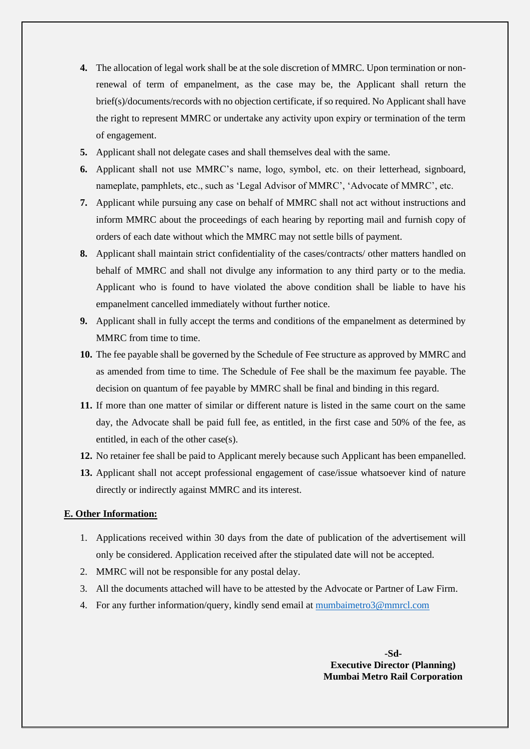4. The allocation of legal work shall be at the sole discretion of MMRC. Upon termination or non-renewal of term of empanelment, as the case may be, the Applicant shall return the brief(s)/documents/records with no objection certificate, if so required. No Applicant shall have the right to represent MMRC or undertake any activity upon expiry or termination of the term of engagement.
5. Applicant shall not delegate cases and shall themselves deal with the same.
6. Applicant shall not use MMRC's name, logo, symbol, etc. on their letterhead, signboard, nameplate, pamphlets, etc., such as 'Legal Advisor of MMRC', 'Advocate of MMRC', etc.
7. Applicant while pursuing any case on behalf of MMRC shall not act without instructions and inform MMRC about the proceedings of each hearing by reporting mail and furnish copy of orders of each date without which the MMRC may not settle bills of payment.
8. Applicant shall maintain strict confidentiality of the cases/contracts/ other matters handled on behalf of MMRC and shall not divulge any information to any third party or to the media. Applicant who is found to have violated the above condition shall be liable to have his empanelment cancelled immediately without further notice.
9. Applicant shall in fully accept the terms and conditions of the empanelment as determined by MMRC from time to time.
10. The fee payable shall be governed by the Schedule of Fee structure as approved by MMRC and as amended from time to time. The Schedule of Fee shall be the maximum fee payable. The decision on quantum of fee payable by MMRC shall be final and binding in this regard.
11. If more than one matter of similar or different nature is listed in the same court on the same day, the Advocate shall be paid full fee, as entitled, in the first case and 50% of the fee, as entitled, in each of the other case(s).
12. No retainer fee shall be paid to Applicant merely because such Applicant has been empanelled.
13. Applicant shall not accept professional engagement of case/issue whatsoever kind of nature directly or indirectly against MMRC and its interest.

**E. Other Information:**

1. Applications received within 30 days from the date of publication of the advertisement will only be considered. Application received after the stipulated date will not be accepted.
2. MMRC will not be responsible for any postal delay.
3. All the documents attached will have to be attested by the Advocate or Partner of Law Firm.
4. For any further information/query, kindly send email at mumbaimetro3@mmrcl.com

**-Sd-**
**Executive Director (Planning)**
**Mumbai Metro Rail Corporation**